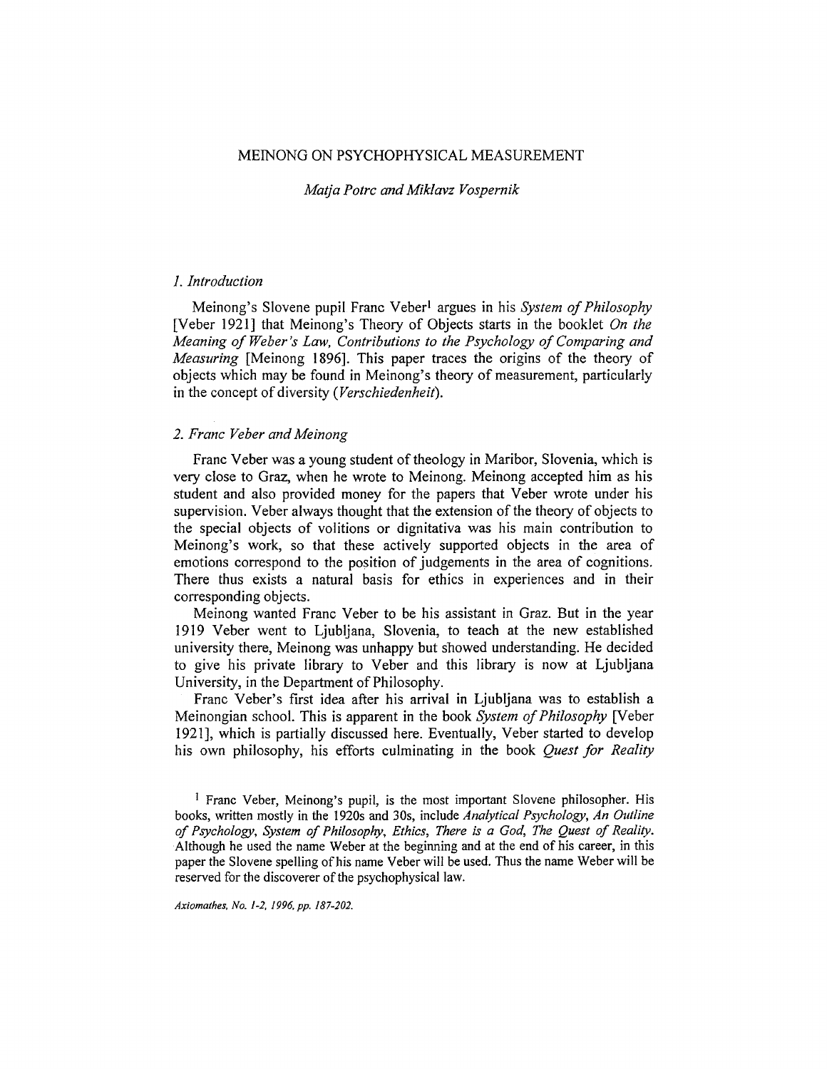# MEINONG ON PSYCHOPHYSICAL MEASUREMENT

*Matja Potrc and Miklavz Vospernik*

## *1. Introduction*

Meinong's Slovene pupil Franc Veber[1] argues in his *System of Philosophy* [Veber 1921] that Meinong's Theory of Objects starts in the booklet *On the Meaning of Weber's Law, Contributions to the Psychology of Comparing and Measuring* [Meinong 1896]. This paper traces the origins of the theory of objects which may be found in Meinong's theory of measurement, particularly in the concept of diversity (*Verschiedenheit*).

## *2. Franc Veber and Meinong*

Franc Veber was a young student of theology in Maribor, Slovenia, which is very close to Graz, when he wrote to Meinong. Meinong accepted him as his student and also provided money for the papers that Veber wrote under his supervision. Veber always thought that the extension of the theory of objects to the special objects of volitions or dignitativa was his main contribution to Meinong's work, so that these actively supported objects in the area of emotions correspond to the position of judgements in the area of cognitions. There thus exists a natural basis for ethics in experiences and in their corresponding objects.

Meinong wanted Franc Veber to be his assistant in Graz. But in the year 1919 Veber went to Ljubljana, Slovenia, to teach at the new established university there, Meinong was unhappy but showed understanding. He decided to give his private library to Veber and this library is now at Ljubljana University, in the Department of Philosophy.

Franc Veber's first idea after his arrival in Ljubljana was to establish a Meinongian school. This is apparent in the book *System of Philosophy* [Veber 1921], which is partially discussed here. Eventually, Veber started to develop his own philosophy, his efforts culminating in the book *Quest for Reality*

[1] Franc Veber, Meinong's pupil, is the most important Slovene philosopher. His books, written mostly in the 1920s and 30s, include *Analytical Psychology*, *An Outline of Psychology*, *System of Philosophy*, *Ethics*, *There is a God*, *The Quest of Reality*. Although he used the name Weber at the beginning and at the end of his career, in this paper the Slovene spelling of his name Veber will be used. Thus the name Weber will be reserved for the discoverer of the psychophysical law.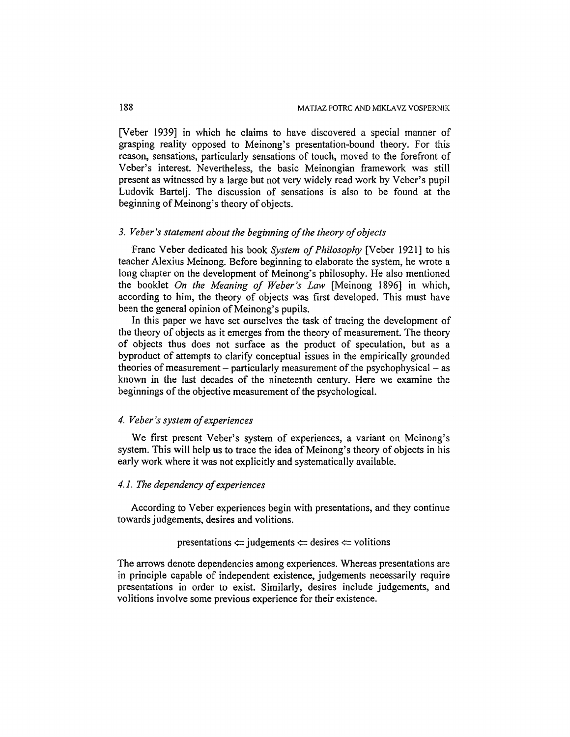[Veber 1939] in which he claims to have discovered a special manner of grasping reality opposed to Meinong's presentation-bound theory. For this reason, sensations, particularly sensations of touch, moved to the forefront of Veber's interest. Nevertheless, the basic Meinongian framework was still present as witnessed by a large but not very widely read work by Veber's pupil Ludovik Bartelj. The discussion of sensations is also to be found at the beginning of Meinong's theory of objects.

### *3. Veber's statement about the beginning of the theory of objects*

Franc Veber dedicated his book *System of Philosophy* [Veber 1921] to his teacher Alexius Meinong. Before beginning to elaborate the system, he wrote a long chapter on the development of Meinong's philosophy. He also mentioned the booklet *On the Meaning of Weber's Law* [Meinong 1896] in which, according to him, the theory of objects was first developed. This must have been the general opinion of Meinong's pupils.

In this paper we have set ourselves the task of tracing the development of the theory of objects as it emerges from the theory of measurement. The theory of objects thus does not surface as the product of speculation, but as a byproduct of attempts to clarify conceptual issues in the empirically grounded theories of measurement – particularly measurement of the psychophysical – as known in the last decades of the nineteenth century. Here we examine the beginnings of the objective measurement of the psychological.

### *4. Veber's system of experiences*

We first present Veber's system of experiences, a variant on Meinong's system. This will help us to trace the idea of Meinong's theory of objects in his early work where it was not explicitly and systematically available.

#### *4.1. The dependency of experiences*

According to Veber experiences begin with presentations, and they continue towards judgements, desires and volitions.

$$\text{presentations} \Leftarrow \text{judgements} \Leftarrow \text{desires} \Leftarrow \text{volitions}$$

The arrows denote dependencies among experiences. Whereas presentations are in principle capable of independent existence, judgements necessarily require presentations in order to exist. Similarly, desires include judgements, and volitions involve some previous experience for their existence.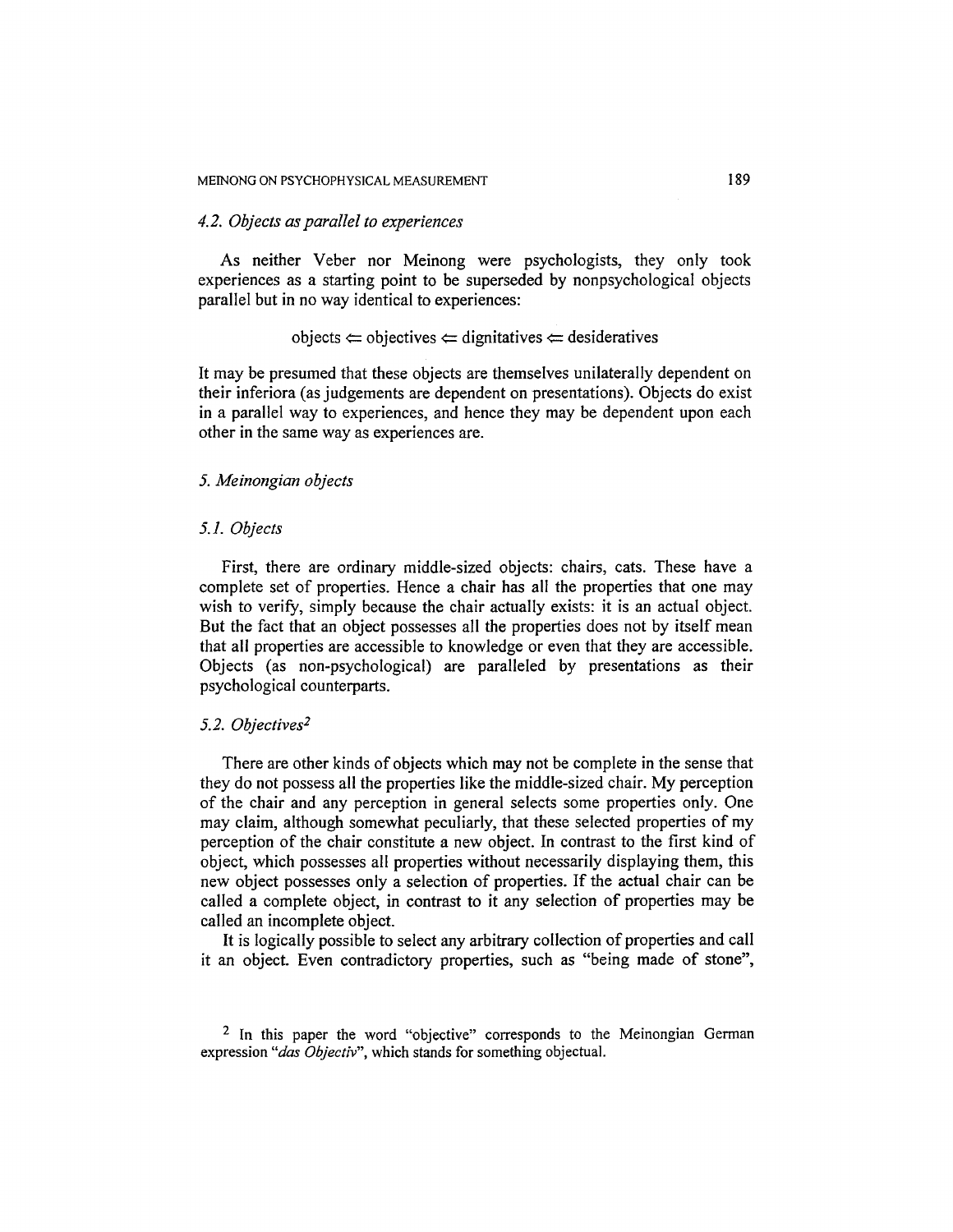### *4.2. Objects as parallel to experiences*

As neither Veber nor Meinong were psychologists, they only took experiences as a starting point to be superseded by nonpsychological objects parallel but in no way identical to experiences:

$$\text{objects} \Leftarrow \text{objectives} \Leftarrow \text{dignitatives} \Leftarrow \text{desideratives}$$

It may be presumed that these objects are themselves unilaterally dependent on their inferiora (as judgements are dependent on presentations). Objects do exist in a parallel way to experiences, and hence they may be dependent upon each other in the same way as experiences are.

## *5. Meinongian objects*

### *5.1. Objects*

First, there are ordinary middle-sized objects: chairs, cats. These have a complete set of properties. Hence a chair has all the properties that one may wish to verify, simply because the chair actually exists: it is an actual object. But the fact that an object possesses all the properties does not by itself mean that all properties are accessible to knowledge or even that they are accessible. Objects (as non-psychological) are paralleled by presentations as their psychological counterparts.

### *5.2. Objectives*[2]

There are other kinds of objects which may not be complete in the sense that they do not possess all the properties like the middle-sized chair. My perception of the chair and any perception in general selects some properties only. One may claim, although somewhat peculiarly, that these selected properties of my perception of the chair constitute a new object. In contrast to the first kind of object, which possesses all properties without necessarily displaying them, this new object possesses only a selection of properties. If the actual chair can be called a complete object, in contrast to it any selection of properties may be called an incomplete object.

It is logically possible to select any arbitrary collection of properties and call it an object. Even contradictory properties, such as "being made of stone",

[2] In this paper the word "objective" corresponds to the Meinongian German expression "*das Objectiv*", which stands for something objectual.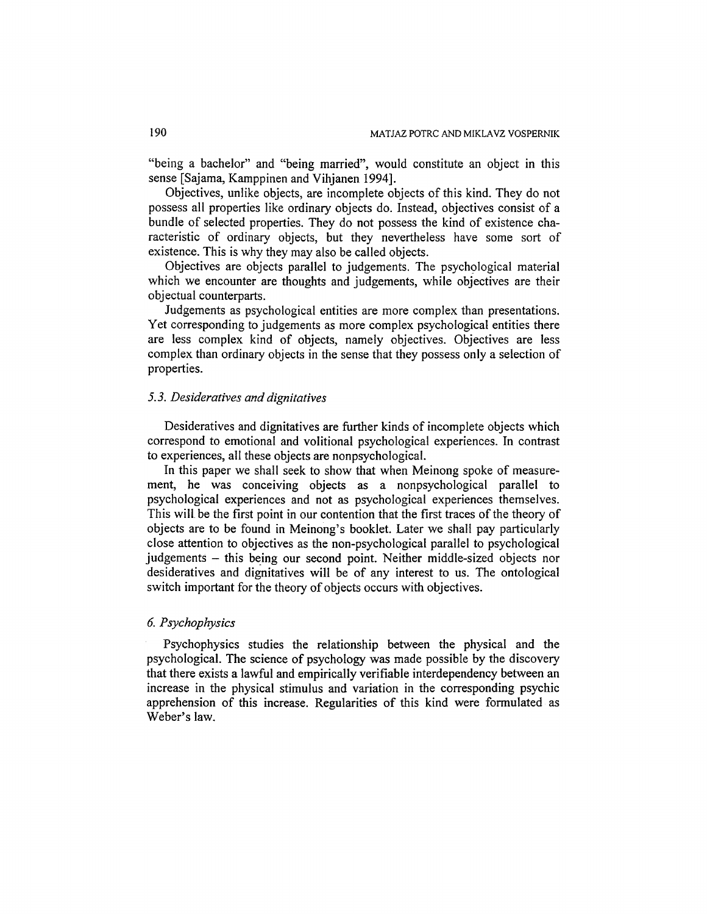"being a bachelor" and "being married", would constitute an object in this sense [Sajama, Kamppinen and Vihjanen 1994].

Objectives, unlike objects, are incomplete objects of this kind. They do not possess all properties like ordinary objects do. Instead, objectives consist of a bundle of selected properties. They do not possess the kind of existence characteristic of ordinary objects, but they nevertheless have some sort of existence. This is why they may also be called objects.

Objectives are objects parallel to judgements. The psychological material which we encounter are thoughts and judgements, while objectives are their objectual counterparts.

Judgements as psychological entities are more complex than presentations. Yet corresponding to judgements as more complex psychological entities there are less complex kind of objects, namely objectives. Objectives are less complex than ordinary objects in the sense that they possess only a selection of properties.

### *5.3. Desideratives and dignitatives*

Desideratives and dignitatives are further kinds of incomplete objects which correspond to emotional and volitional psychological experiences. In contrast to experiences, all these objects are nonpsychological.

In this paper we shall seek to show that when Meinong spoke of measurement, he was conceiving objects as a nonpsychological parallel to psychological experiences and not as psychological experiences themselves. This will be the first point in our contention that the first traces of the theory of objects are to be found in Meinong's booklet. Later we shall pay particularly close attention to objectives as the non-psychological parallel to psychological judgements – this being our second point. Neither middle-sized objects nor desideratives and dignitatives will be of any interest to us. The ontological switch important for the theory of objects occurs with objectives.

## *6. Psychophysics*

Psychophysics studies the relationship between the physical and the psychological. The science of psychology was made possible by the discovery that there exists a lawful and empirically verifiable interdependency between an increase in the physical stimulus and variation in the corresponding psychic apprehension of this increase. Regularities of this kind were formulated as Weber's law.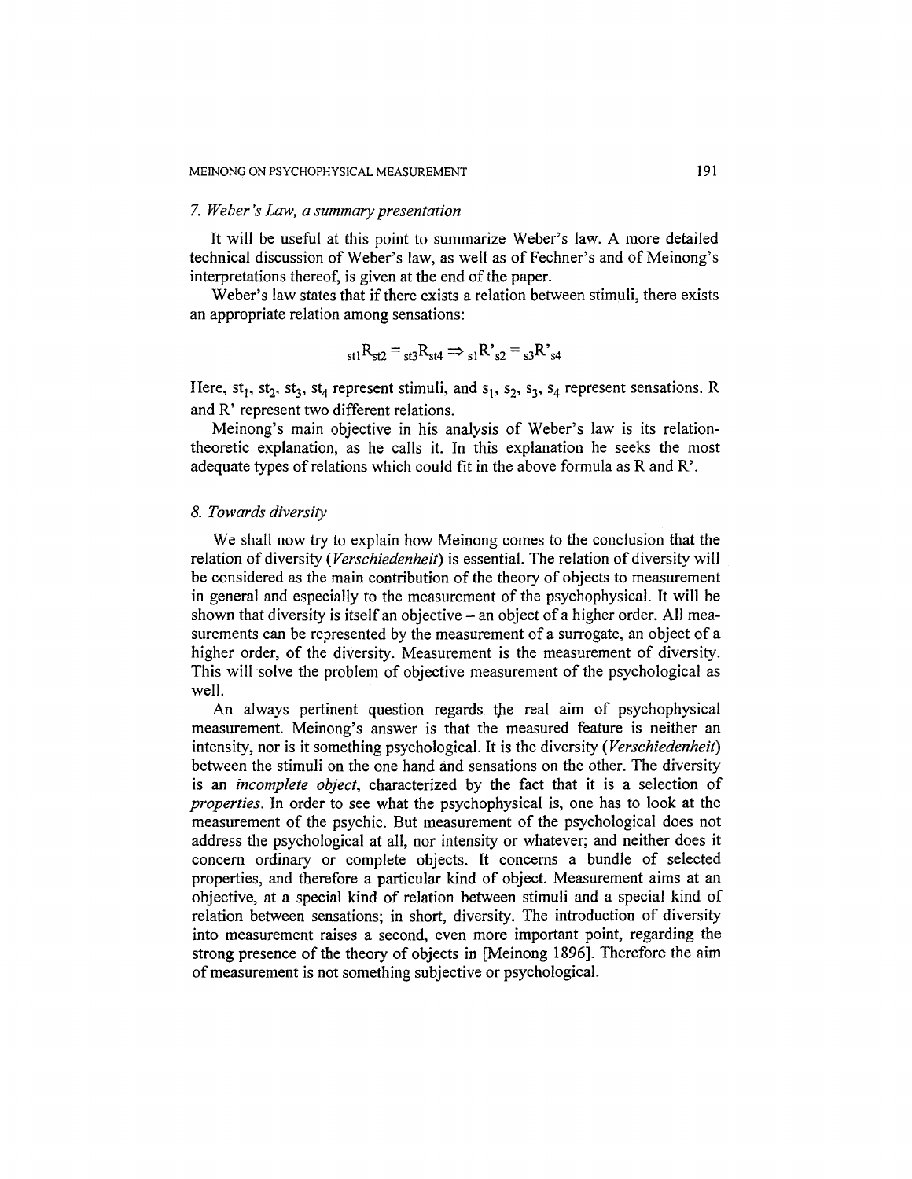### *7. Weber's Law, a summary presentation*

It will be useful at this point to summarize Weber's law. A more detailed technical discussion of Weber's law, as well as of Fechner's and of Meinong's interpretations thereof, is given at the end of the paper.

Weber's law states that if there exists a relation between stimuli, there exists an appropriate relation among sensations:

$$_{st1}R_{st2} = {}_{st3}R_{st4} \Rightarrow {}_{s1}R'_{s2} = {}_{s3}R'_{s4}$$

Here, $st_1$, $st_2$, $st_3$, $st_4$ represent stimuli, and $s_1$, $s_2$, $s_3$, $s_4$ represent sensations. R and R' represent two different relations.

Meinong's main objective in his analysis of Weber's law is its relation-theoretic explanation, as he calls it. In this explanation he seeks the most adequate types of relations which could fit in the above formula as R and R'.

### *8. Towards diversity*

We shall now try to explain how Meinong comes to the conclusion that the relation of diversity (*Verschiedenheit*) is essential. The relation of diversity will be considered as the main contribution of the theory of objects to measurement in general and especially to the measurement of the psychophysical. It will be shown that diversity is itself an objective – an object of a higher order. All measurements can be represented by the measurement of a surrogate, an object of a higher order, of the diversity. Measurement is the measurement of diversity. This will solve the problem of objective measurement of the psychological as well.

An always pertinent question regards the real aim of psychophysical measurement. Meinong's answer is that the measured feature is neither an intensity, nor is it something psychological. It is the diversity (*Verschiedenheit*) between the stimuli on the one hand and sensations on the other. The diversity is an *incomplete object*, characterized by the fact that it is a selection of *properties*. In order to see what the psychophysical is, one has to look at the measurement of the psychic. But measurement of the psychological does not address the psychological at all, nor intensity or whatever; and neither does it concern ordinary or complete objects. It concerns a bundle of selected properties, and therefore a particular kind of object. Measurement aims at an objective, at a special kind of relation between stimuli and a special kind of relation between sensations; in short, diversity. The introduction of diversity into measurement raises a second, even more important point, regarding the strong presence of the theory of objects in [Meinong 1896]. Therefore the aim of measurement is not something subjective or psychological.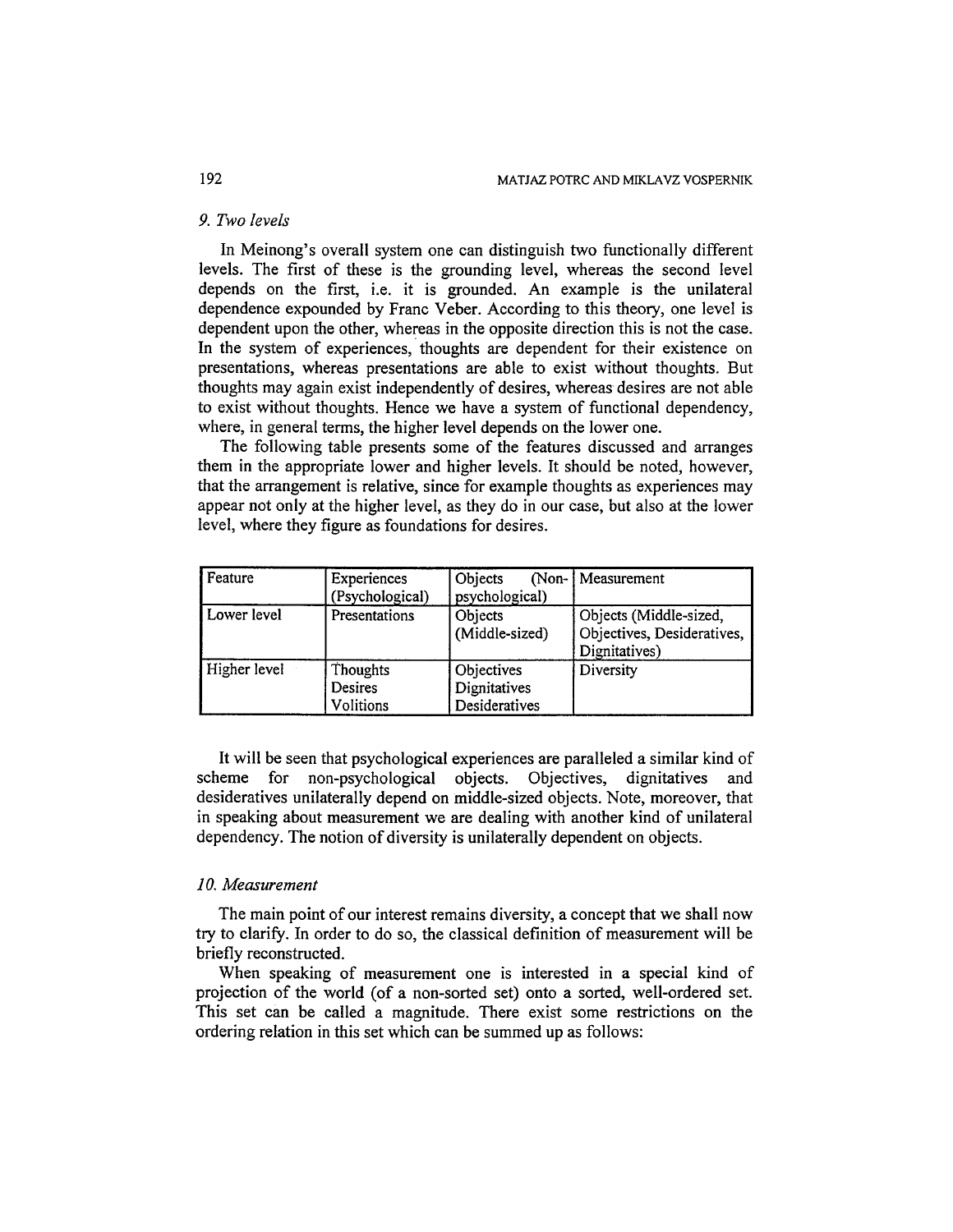### 9. *Two levels*

In Meinong's overall system one can distinguish two functionally different levels. The first of these is the grounding level, whereas the second level depends on the first, i.e. it is grounded. An example is the unilateral dependence expounded by Franc Veber. According to this theory, one level is dependent upon the other, whereas in the opposite direction this is not the case. In the system of experiences, thoughts are dependent for their existence on presentations, whereas presentations are able to exist without thoughts. But thoughts may again exist independently of desires, whereas desires are not able to exist without thoughts. Hence we have a system of functional dependency, where, in general terms, the higher level depends on the lower one.

The following table presents some of the features discussed and arranges them in the appropriate lower and higher levels. It should be noted, however, that the arrangement is relative, since for example thoughts as experiences may appear not only at the higher level, as they do in our case, but also at the lower level, where they figure as foundations for desires.

| Feature | Experiences (Psychological) | Objects (Non-psychological) | Measurement |
|---|---|---|---|
| Lower level | Presentations | Objects (Middle-sized) | Objects (Middle-sized, Objectives, Desideratives, Dignitatives) |
| Higher level | Thoughts<br>Desires<br>Volitions | Objectives<br>Dignitatives<br>Desideratives | Diversity |

It will be seen that psychological experiences are paralleled a similar kind of scheme for non-psychological objects. Objectives, dignitatives and desideratives unilaterally depend on middle-sized objects. Note, moreover, that in speaking about measurement we are dealing with another kind of unilateral dependency. The notion of diversity is unilaterally dependent on objects.

### 10. *Measurement*

The main point of our interest remains diversity, a concept that we shall now try to clarify. In order to do so, the classical definition of measurement will be briefly reconstructed.

When speaking of measurement one is interested in a special kind of projection of the world (of a non-sorted set) onto a sorted, well-ordered set. This set can be called a magnitude. There exist some restrictions on the ordering relation in this set which can be summed up as follows: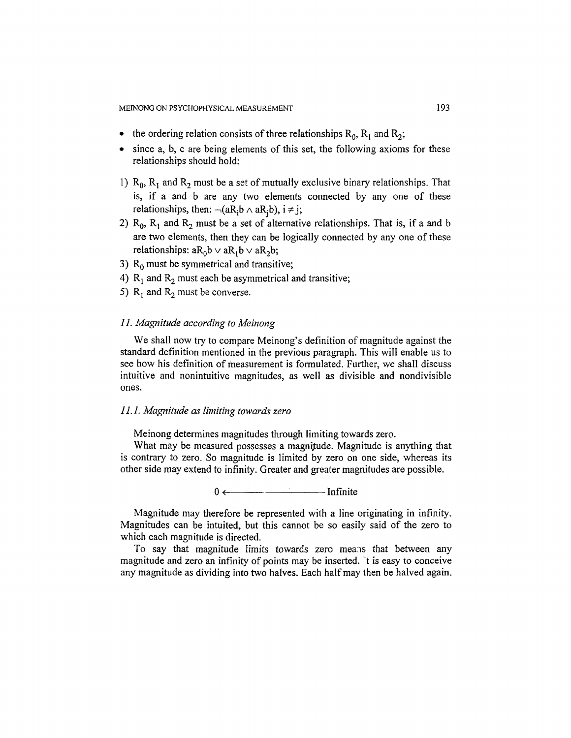- the ordering relation consists of three relationships $R_0$, $R_1$ and $R_2$;
- since a, b, c are being elements of this set, the following axioms for these relationships should hold:

1) $R_0$, $R_1$ and $R_2$ must be a set of mutually exclusive binary relationships. That is, if a and b are any two elements connected by any one of these relationships, then: $\neg(aR_ib \wedge aR_jb)$, $i \neq j$;
2) $R_0$, $R_1$ and $R_2$ must be a set of alternative relationships. That is, if a and b are two elements, then they can be logically connected by any one of these relationships: $aR_0b \vee aR_1b \vee aR_2b$;
3) $R_0$ must be symmetrical and transitive;
4) $R_1$ and $R_2$ must each be asymmetrical and transitive;
5) $R_1$ and $R_2$ must be converse.

### *11. Magnitude according to Meinong*

We shall now try to compare Meinong's definition of magnitude against the standard definition mentioned in the previous paragraph. This will enable us to see how his definition of measurement is formulated. Further, we shall discuss intuitive and nonintuitive magnitudes, as well as divisible and nondivisible ones.

#### *11.1. Magnitude as limiting towards zero*

Meinong determines magnitudes through limiting towards zero.

What may be measured possesses a magnitude. Magnitude is anything that is contrary to zero. So magnitude is limited by zero on one side, whereas its other side may extend to infinity. Greater and greater magnitudes are possible.

$$0 \longleftarrow\!\!\!\longrightarrow \text{Infinite}$$

Magnitude may therefore be represented with a line originating in infinity. Magnitudes can be intuited, but this cannot be so easily said of the zero to which each magnitude is directed.

To say that magnitude limits towards zero means that between any magnitude and zero an infinity of points may be inserted. It is easy to conceive any magnitude as dividing into two halves. Each half may then be halved again.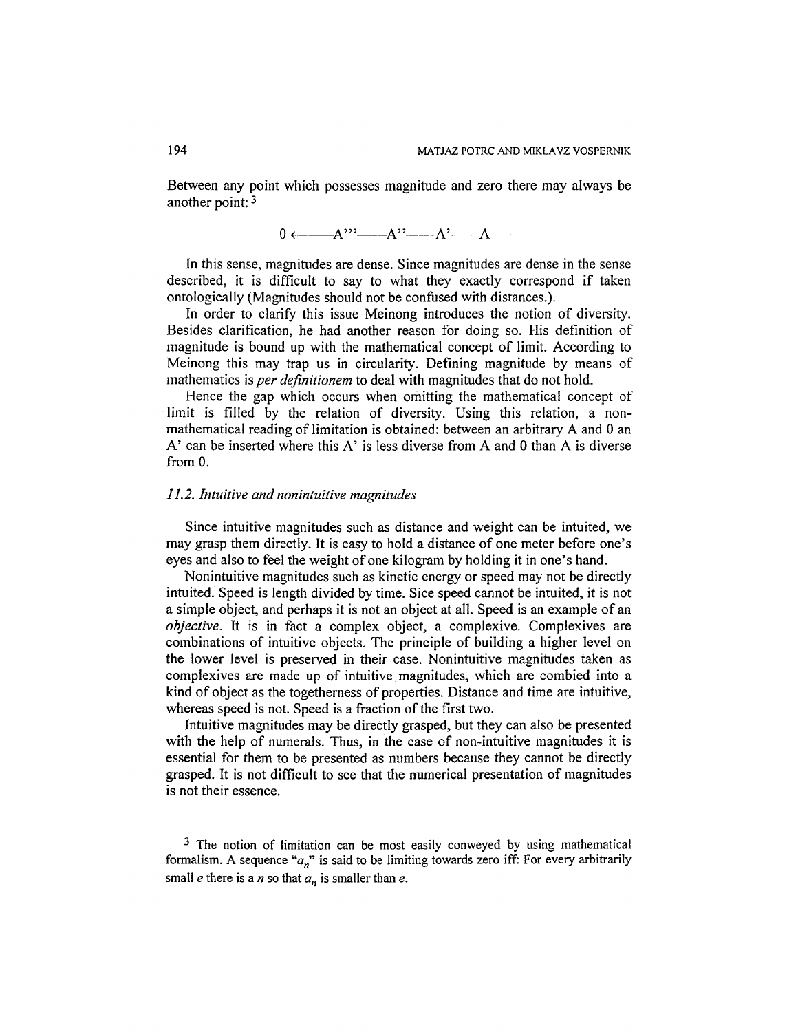Between any point which possesses magnitude and zero there may always be another point: [3]

0 ←——A'''——A''——A'——A——

In this sense, magnitudes are dense. Since magnitudes are dense in the sense described, it is difficult to say to what they exactly correspond if taken ontologically (Magnitudes should not be confused with distances.).

In order to clarify this issue Meinong introduces the notion of diversity. Besides clarification, he had another reason for doing so. His definition of magnitude is bound up with the mathematical concept of limit. According to Meinong this may trap us in circularity. Defining magnitude by means of mathematics is *per definitionem* to deal with magnitudes that do not hold.

Hence the gap which occurs when omitting the mathematical concept of limit is filled by the relation of diversity. Using this relation, a non-mathematical reading of limitation is obtained: between an arbitrary A and 0 an A' can be inserted where this A' is less diverse from A and 0 than A is diverse from 0.

### *11.2. Intuitive and nonintuitive magnitudes*

Since intuitive magnitudes such as distance and weight can be intuited, we may grasp them directly. It is easy to hold a distance of one meter before one's eyes and also to feel the weight of one kilogram by holding it in one's hand.

Nonintuitive magnitudes such as kinetic energy or speed may not be directly intuited. Speed is length divided by time. Sice speed cannot be intuited, it is not a simple object, and perhaps it is not an object at all. Speed is an example of an *objective*. It is in fact a complex object, a complexive. Complexives are combinations of intuitive objects. The principle of building a higher level on the lower level is preserved in their case. Nonintuitive magnitudes taken as complexives are made up of intuitive magnitudes, which are combied into a kind of object as the togetherness of properties. Distance and time are intuitive, whereas speed is not. Speed is a fraction of the first two.

Intuitive magnitudes may be directly grasped, but they can also be presented with the help of numerals. Thus, in the case of non-intuitive magnitudes it is essential for them to be presented as numbers because they cannot be directly grasped. It is not difficult to see that the numerical presentation of magnitudes is not their essence.

[3] The notion of limitation can be most easily conweyed by using mathematical formalism. A sequence "$a_n$" is said to be limiting towards zero iff: For every arbitrarily small $e$ there is a $n$ so that $a_n$ is smaller than $e$.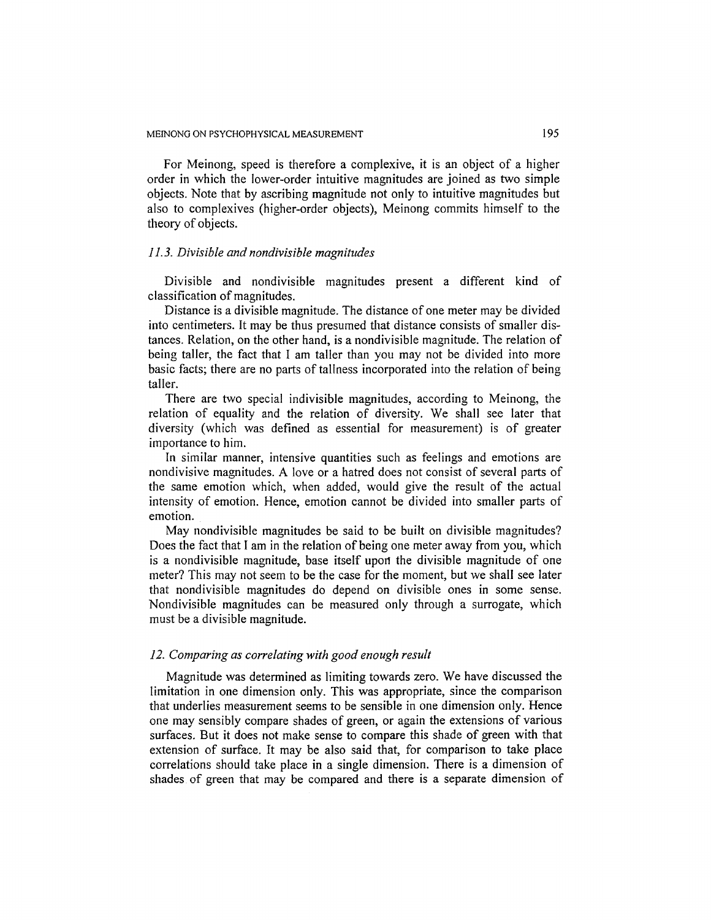For Meinong, speed is therefore a complexive, it is an object of a higher order in which the lower-order intuitive magnitudes are joined as two simple objects. Note that by ascribing magnitude not only to intuitive magnitudes but also to complexives (higher-order objects), Meinong commits himself to the theory of objects.

### *11.3. Divisible and nondivisible magnitudes*

Divisible and nondivisible magnitudes present a different kind of classification of magnitudes.

Distance is a divisible magnitude. The distance of one meter may be divided into centimeters. It may be thus presumed that distance consists of smaller distances. Relation, on the other hand, is a nondivisible magnitude. The relation of being taller, the fact that I am taller than you may not be divided into more basic facts; there are no parts of tallness incorporated into the relation of being taller.

There are two special indivisible magnitudes, according to Meinong, the relation of equality and the relation of diversity. We shall see later that diversity (which was defined as essential for measurement) is of greater importance to him.

In similar manner, intensive quantities such as feelings and emotions are nondivisive magnitudes. A love or a hatred does not consist of several parts of the same emotion which, when added, would give the result of the actual intensity of emotion. Hence, emotion cannot be divided into smaller parts of emotion.

May nondivisible magnitudes be said to be built on divisible magnitudes? Does the fact that I am in the relation of being one meter away from you, which is a nondivisible magnitude, base itself upon the divisible magnitude of one meter? This may not seem to be the case for the moment, but we shall see later that nondivisible magnitudes do depend on divisible ones in some sense. Nondivisible magnitudes can be measured only through a surrogate, which must be a divisible magnitude.

### *12. Comparing as correlating with good enough result*

Magnitude was determined as limiting towards zero. We have discussed the limitation in one dimension only. This was appropriate, since the comparison that underlies measurement seems to be sensible in one dimension only. Hence one may sensibly compare shades of green, or again the extensions of various surfaces. But it does not make sense to compare this shade of green with that extension of surface. It may be also said that, for comparison to take place correlations should take place in a single dimension. There is a dimension of shades of green that may be compared and there is a separate dimension of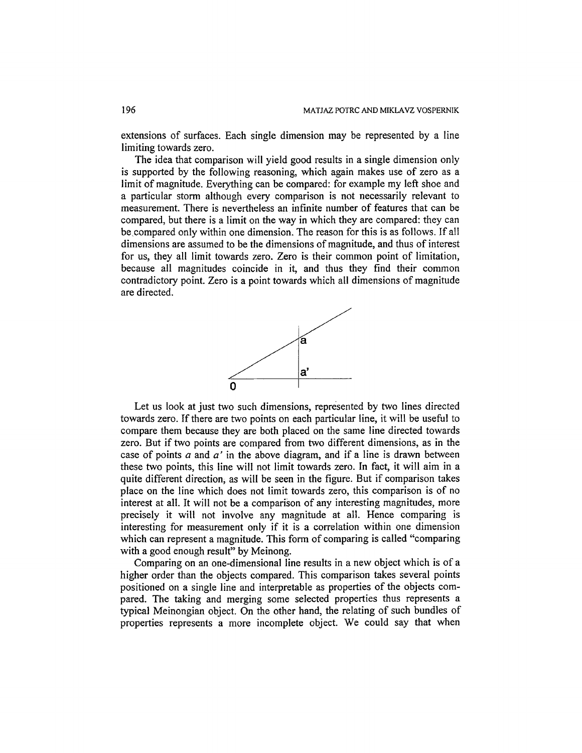extensions of surfaces. Each single dimension may be represented by a line limiting towards zero.

The idea that comparison will yield good results in a single dimension only is supported by the following reasoning, which again makes use of zero as a limit of magnitude. Everything can be compared: for example my left shoe and a particular storm although every comparison is not necessarily relevant to measurement. There is nevertheless an infinite number of features that can be compared, but there is a limit on the way in which they are compared: they can be compared only within one dimension. The reason for this is as follows. If all dimensions are assumed to be the dimensions of magnitude, and thus of interest for us, they all limit towards zero. Zero is their common point of limitation, because all magnitudes coincide in it, and thus they find their common contradictory point. Zero is a point towards which all dimensions of magnitude are directed.

Let us look at just two such dimensions, represented by two lines directed towards zero. If there are two points on each particular line, it will be useful to compare them because they are both placed on the same line directed towards zero. But if two points are compared from two different dimensions, as in the case of points *a* and *a'* in the above diagram, and if a line is drawn between these two points, this line will not limit towards zero. In fact, it will aim in a quite different direction, as will be seen in the figure. But if comparison takes place on the line which does not limit towards zero, this comparison is of no interest at all. It will not be a comparison of any interesting magnitudes, more precisely it will not involve any magnitude at all. Hence comparing is interesting for measurement only if it is a correlation within one dimension which can represent a magnitude. This form of comparing is called "comparing with a good enough result" by Meinong.

Comparing on an one-dimensional line results in a new object which is of a higher order than the objects compared. This comparison takes several points positioned on a single line and interpretable as properties of the objects compared. The taking and merging some selected properties thus represents a typical Meinongian object. On the other hand, the relating of such bundles of properties represents a more incomplete object. We could say that when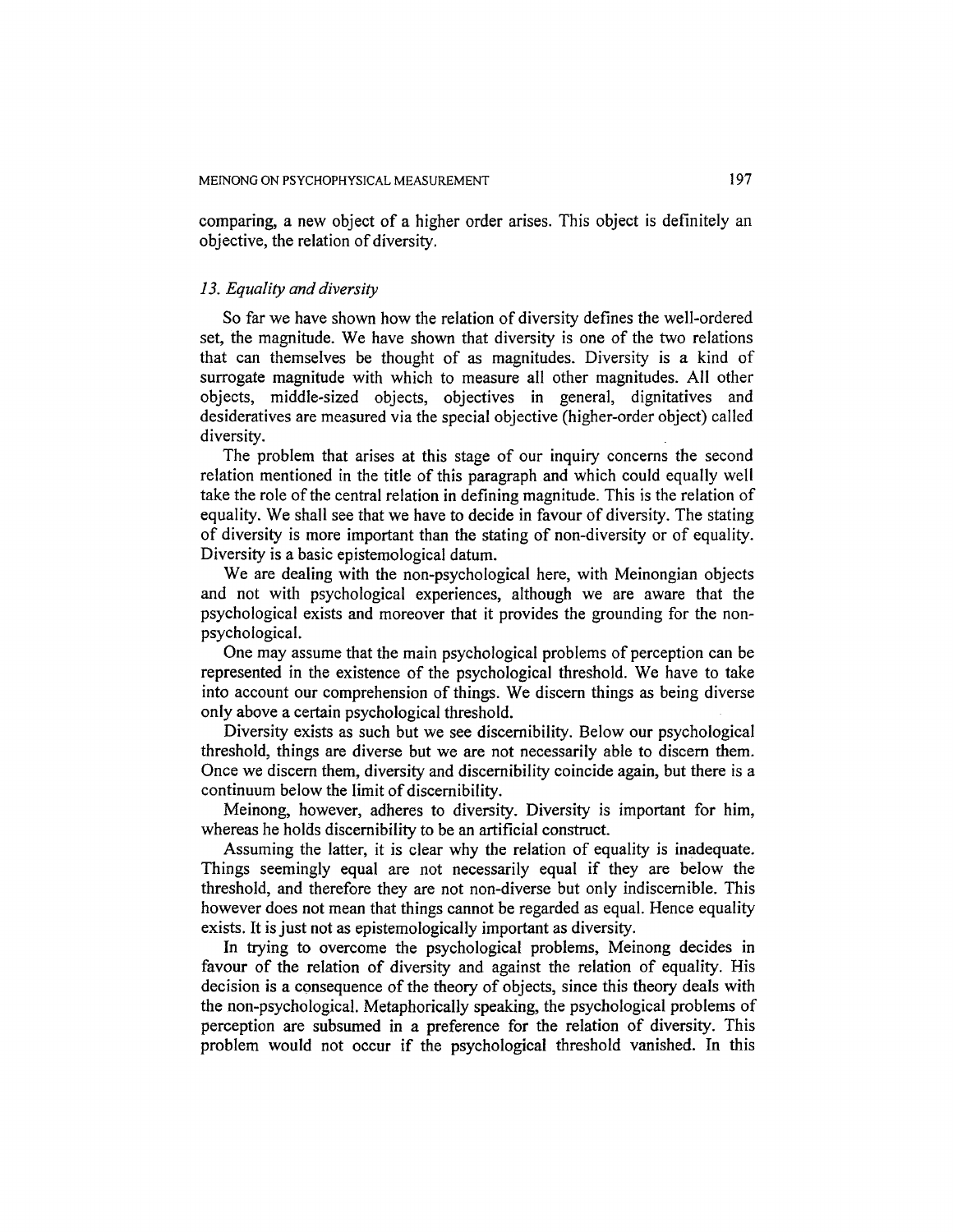comparing, a new object of a higher order arises. This object is definitely an objective, the relation of diversity.

### *13. Equality and diversity*

So far we have shown how the relation of diversity defines the well-ordered set, the magnitude. We have shown that diversity is one of the two relations that can themselves be thought of as magnitudes. Diversity is a kind of surrogate magnitude with which to measure all other magnitudes. All other objects, middle-sized objects, objectives in general, dignitatives and desideratives are measured via the special objective (higher-order object) called diversity.

The problem that arises at this stage of our inquiry concerns the second relation mentioned in the title of this paragraph and which could equally well take the role of the central relation in defining magnitude. This is the relation of equality. We shall see that we have to decide in favour of diversity. The stating of diversity is more important than the stating of non-diversity or of equality. Diversity is a basic epistemological datum.

We are dealing with the non-psychological here, with Meinongian objects and not with psychological experiences, although we are aware that the psychological exists and moreover that it provides the grounding for the non-psychological.

One may assume that the main psychological problems of perception can be represented in the existence of the psychological threshold. We have to take into account our comprehension of things. We discern things as being diverse only above a certain psychological threshold.

Diversity exists as such but we see discernibility. Below our psychological threshold, things are diverse but we are not necessarily able to discern them. Once we discern them, diversity and discernibility coincide again, but there is a continuum below the limit of discernibility.

Meinong, however, adheres to diversity. Diversity is important for him, whereas he holds discernibility to be an artificial construct.

Assuming the latter, it is clear why the relation of equality is inadequate. Things seemingly equal are not necessarily equal if they are below the threshold, and therefore they are not non-diverse but only indiscernible. This however does not mean that things cannot be regarded as equal. Hence equality exists. It is just not as epistemologically important as diversity.

In trying to overcome the psychological problems, Meinong decides in favour of the relation of diversity and against the relation of equality. His decision is a consequence of the theory of objects, since this theory deals with the non-psychological. Metaphorically speaking, the psychological problems of perception are subsumed in a preference for the relation of diversity. This problem would not occur if the psychological threshold vanished. In this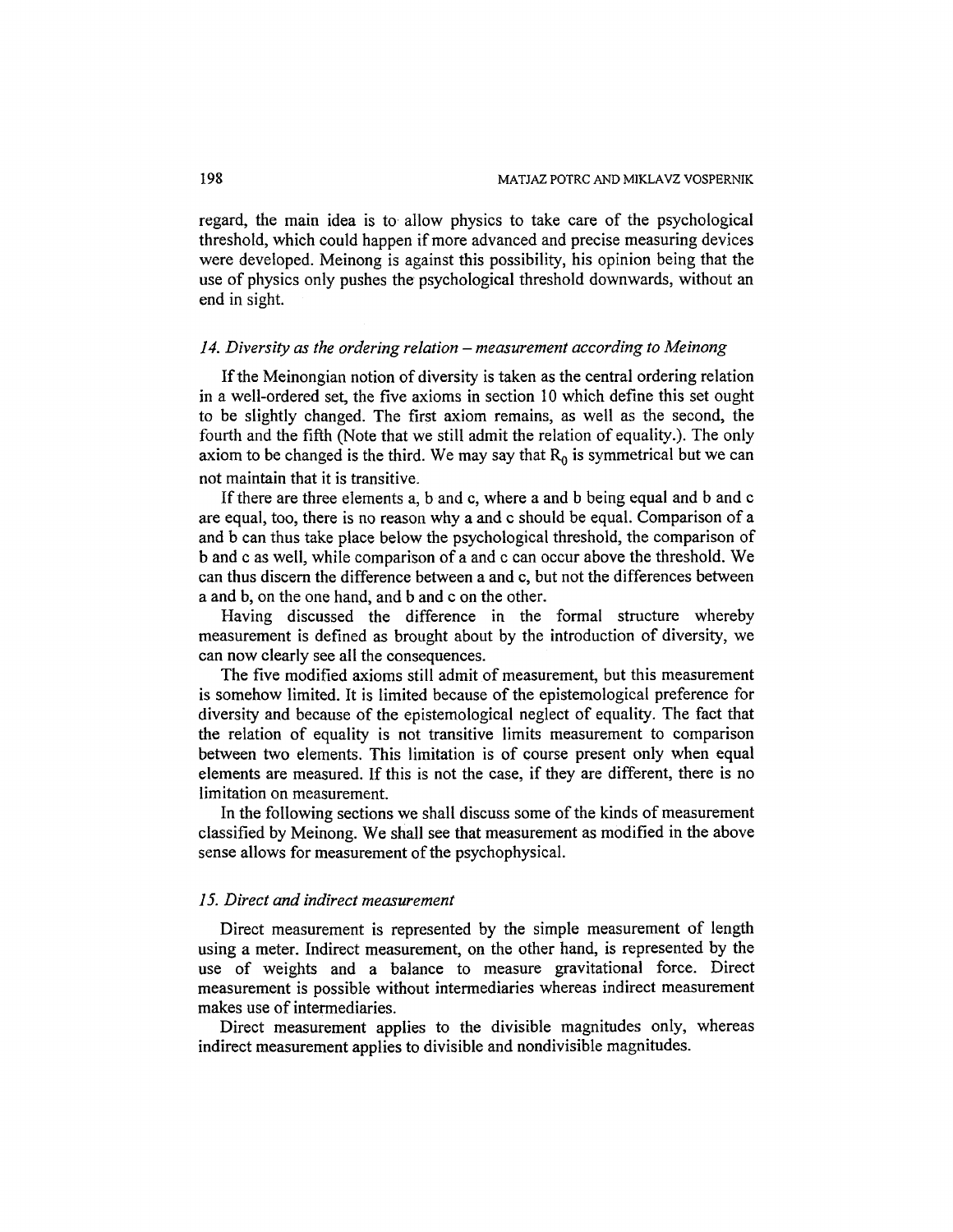regard, the main idea is to allow physics to take care of the psychological threshold, which could happen if more advanced and precise measuring devices were developed. Meinong is against this possibility, his opinion being that the use of physics only pushes the psychological threshold downwards, without an end in sight.

### *14. Diversity as the ordering relation – measurement according to Meinong*

If the Meinongian notion of diversity is taken as the central ordering relation in a well-ordered set, the five axioms in section 10 which define this set ought to be slightly changed. The first axiom remains, as well as the second, the fourth and the fifth (Note that we still admit the relation of equality.). The only axiom to be changed is the third. We may say that $R_0$ is symmetrical but we can not maintain that it is transitive.

If there are three elements a, b and c, where a and b being equal and b and c are equal, too, there is no reason why a and c should be equal. Comparison of a and b can thus take place below the psychological threshold, the comparison of b and c as well, while comparison of a and c can occur above the threshold. We can thus discern the difference between a and c, but not the differences between a and b, on the one hand, and b and c on the other.

Having discussed the difference in the formal structure whereby measurement is defined as brought about by the introduction of diversity, we can now clearly see all the consequences.

The five modified axioms still admit of measurement, but this measurement is somehow limited. It is limited because of the epistemological preference for diversity and because of the epistemological neglect of equality. The fact that the relation of equality is not transitive limits measurement to comparison between two elements. This limitation is of course present only when equal elements are measured. If this is not the case, if they are different, there is no limitation on measurement.

In the following sections we shall discuss some of the kinds of measurement classified by Meinong. We shall see that measurement as modified in the above sense allows for measurement of the psychophysical.

### *15. Direct and indirect measurement*

Direct measurement is represented by the simple measurement of length using a meter. Indirect measurement, on the other hand, is represented by the use of weights and a balance to measure gravitational force. Direct measurement is possible without intermediaries whereas indirect measurement makes use of intermediaries.

Direct measurement applies to the divisible magnitudes only, whereas indirect measurement applies to divisible and nondivisible magnitudes.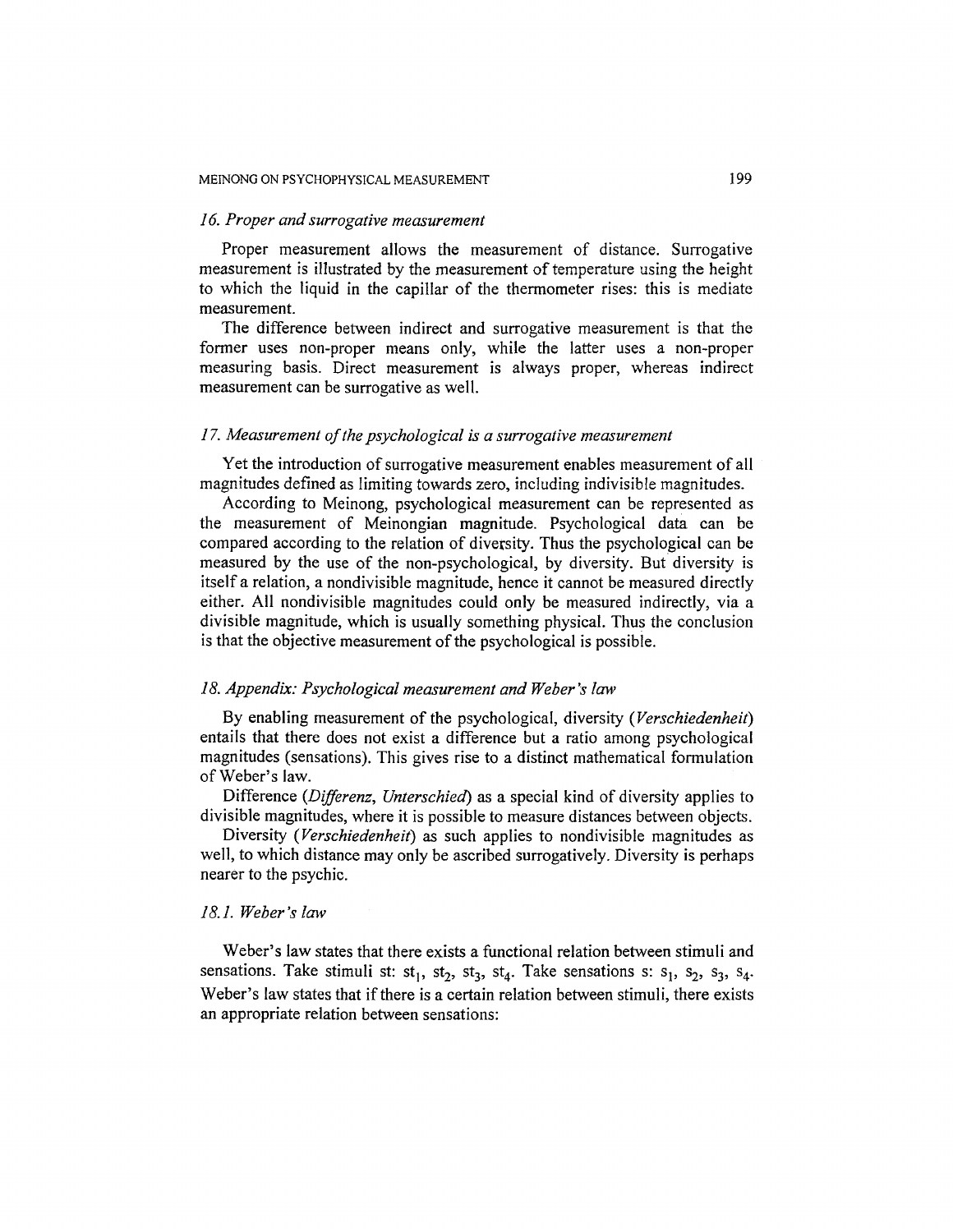### *16. Proper and surrogative measurement*

Proper measurement allows the measurement of distance. Surrogative measurement is illustrated by the measurement of temperature using the height to which the liquid in the capillar of the thermometer rises: this is mediate measurement.

The difference between indirect and surrogative measurement is that the former uses non-proper means only, while the latter uses a non-proper measuring basis. Direct measurement is always proper, whereas indirect measurement can be surrogative as well.

### *17. Measurement of the psychological is a surrogative measurement*

Yet the introduction of surrogative measurement enables measurement of all magnitudes defined as limiting towards zero, including indivisible magnitudes.

According to Meinong, psychological measurement can be represented as the measurement of Meinongian magnitude. Psychological data can be compared according to the relation of diversity. Thus the psychological can be measured by the use of the non-psychological, by diversity. But diversity is itself a relation, a nondivisible magnitude, hence it cannot be measured directly either. All nondivisible magnitudes could only be measured indirectly, via a divisible magnitude, which is usually something physical. Thus the conclusion is that the objective measurement of the psychological is possible.

### *18. Appendix: Psychological measurement and Weber's law*

By enabling measurement of the psychological, diversity (*Verschiedenheit*) entails that there does not exist a difference but a ratio among psychological magnitudes (sensations). This gives rise to a distinct mathematical formulation of Weber's law.

Difference (*Differenz, Unterschied*) as a special kind of diversity applies to divisible magnitudes, where it is possible to measure distances between objects.

Diversity (*Verschiedenheit*) as such applies to nondivisible magnitudes as well, to which distance may only be ascribed surrogatively. Diversity is perhaps nearer to the psychic.

#### *18.1. Weber's law*

Weber's law states that there exists a functional relation between stimuli and sensations. Take stimuli st: $st_1$, $st_2$, $st_3$, $st_4$. Take sensations s: $s_1$, $s_2$, $s_3$, $s_4$. Weber's law states that if there is a certain relation between stimuli, there exists an appropriate relation between sensations: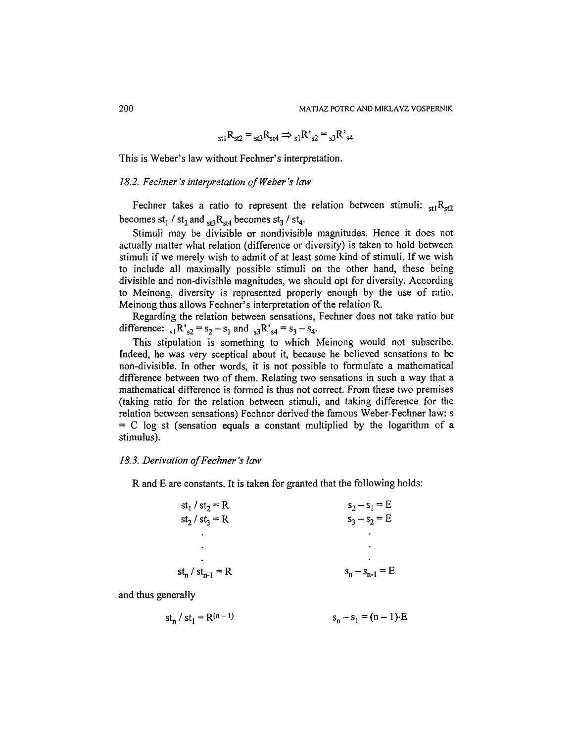$$_{st1}R_{st2} = {_{st3}R_{st4}} \Rightarrow {_{s1}R'_{s2}} = {_{s3}R'_{s4}}$$

This is Weber's law without Fechner's interpretation.

### *18.2. Fechner's interpretation of Weber's law*

Fechner takes a ratio to represent the relation between stimuli: $_{st1}R_{st2}$ becomes $st_1 / st_2$ and $_{st3}R_{st4}$ becomes $st_3 / st_4$.

Stimuli may be divisible or nondivisible magnitudes. Hence it does not actually matter what relation (difference or diversity) is taken to hold between stimuli if we merely wish to admit of at least some kind of stimuli. If we wish to include all maximally possible stimuli on the other hand, these being divisible and non-divisible magnitudes, we should opt for diversity. According to Meinong, diversity is represented properly enough by the use of ratio. Meinong thus allows Fechner's interpretation of the relation R.

Regarding the relation between sensations, Fechner does not take ratio but difference: $_{s1}R'_{s2} = s_2 - s_1$ and $_{s3}R'_{s4} = s_3 - s_4$.

This stipulation is something to which Meinong would not subscribe. Indeed, he was very sceptical about it, because he believed sensations to be non-divisible. In other words, it is not possible to formulate a mathematical difference between two of them. Relating two sensations in such a way that a mathematical difference is formed is thus not correct. From these two premises (taking ratio for the relation between stimuli, and taking difference for the relation between sensations) Fechner derived the famous Weber-Fechner law: $s = C \log st$ (sensation equals a constant multiplied by the logarithm of a stimulus).

### *18.3. Derivation of Fechner's law*

R and E are constants. It is taken for granted that the following holds:

$$
\begin{array}{ll}
st_1 / st_2 = R & s_2 - s_1 = E \\
st_2 / st_3 = R & s_3 - s_2 = E \\
\cdot & \cdot \\
\cdot & \cdot \\
\cdot & \cdot \\
st_n / st_{n-1} = R & s_n - s_{n-1} = E
\end{array}
$$

and thus generally

$$
st_n / st_1 = R^{(n-1)} \qquad\qquad s_n - s_1 = (n-1)\cdot E
$$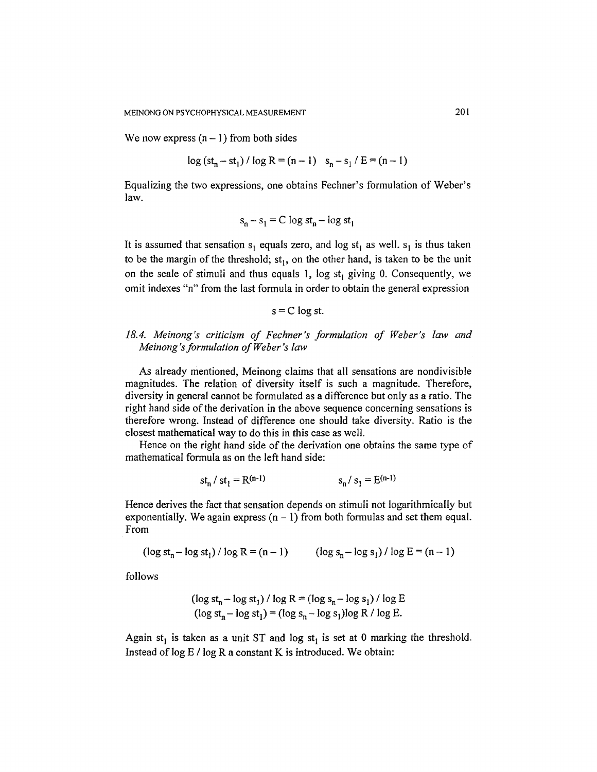We now express $(n - 1)$ from both sides

$$\log (st_n - st_1) / \log R = (n - 1) \quad s_n - s_1 / E = (n - 1)$$

Equalizing the two expressions, one obtains Fechner's formulation of Weber's law.

$$s_n - s_1 = C \log st_n - \log st_1$$

It is assumed that sensation $s_1$ equals zero, and $\log st_1$ as well. $s_1$ is thus taken to be the margin of the threshold; $st_1$, on the other hand, is taken to be the unit on the scale of stimuli and thus equals 1, $\log st_1$ giving 0. Consequently, we omit indexes "n" from the last formula in order to obtain the general expression

$$s = C \log st.$$

### *18.4. Meinong's criticism of Fechner's formulation of Weber's law and Meinong's formulation of Weber's law*

As already mentioned, Meinong claims that all sensations are nondivisible magnitudes. The relation of diversity itself is such a magnitude. Therefore, diversity in general cannot be formulated as a difference but only as a ratio. The right hand side of the derivation in the above sequence concerning sensations is therefore wrong. Instead of difference one should take diversity. Ratio is the closest mathematical way to do this in this case as well.

Hence on the right hand side of the derivation one obtains the same type of mathematical formula as on the left hand side:

$$st_n / st_1 = R^{(n-1)} \qquad s_n / s_1 = E^{(n-1)}$$

Hence derives the fact that sensation depends on stimuli not logarithmically but exponentially. We again express $(n - 1)$ from both formulas and set them equal. From

$$(\log st_n - \log st_1) / \log R = (n - 1) \qquad (\log s_n - \log s_1) / \log E = (n - 1)$$

follows

$$(\log st_n - \log st_1) / \log R = (\log s_n - \log s_1) / \log E$$
$$(\log st_n - \log st_1) = (\log s_n - \log s_1) \log R / \log E.$$

Again $st_1$ is taken as a unit ST and $\log st_1$ is set at 0 marking the threshold. Instead of $\log E / \log R$ a constant K is introduced. We obtain: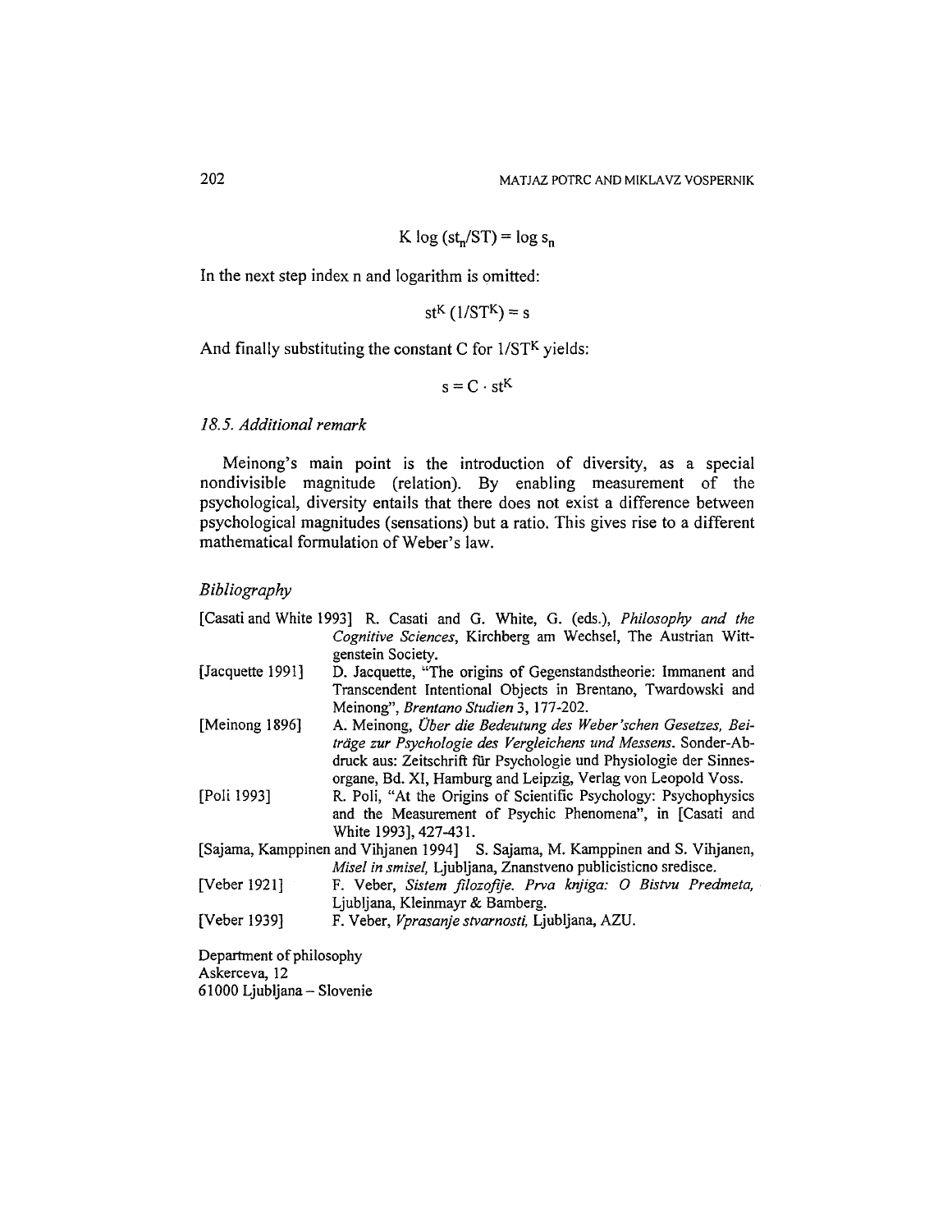$$K \log (st_n/ST) = \log s_n$$

In the next step index n and logarithm is omitted:

$$st^K (1/ST^K) = s$$

And finally substituting the constant C for $1/ST^K$ yields:

$$s = C \cdot st^K$$

### *18.5. Additional remark*

Meinong's main point is the introduction of diversity, as a special nondivisible magnitude (relation). By enabling measurement of the psychological, diversity entails that there does not exist a difference between psychological magnitudes (sensations) but a ratio. This gives rise to a different mathematical formulation of Weber's law.

### *Bibliography*

[Casati and White 1993] R. Casati and G. White, G. (eds.), *Philosophy and the Cognitive Sciences*, Kirchberg am Wechsel, The Austrian Wittgenstein Society.

[Jacquette 1991] D. Jacquette, "The origins of Gegenstandstheorie: Immanent and Transcendent Intentional Objects in Brentano, Twardowski and Meinong", *Brentano Studien* 3, 177-202.

[Meinong 1896] A. Meinong, *Über die Bedeutung des Weber'schen Gesetzes, Beiträge zur Psychologie des Vergleichens und Messens*. Sonder-Abdruck aus: Zeitschrift für Psychologie und Physiologie der Sinnesorgane, Bd. XI, Hamburg and Leipzig, Verlag von Leopold Voss.

[Poli 1993] R. Poli, "At the Origins of Scientific Psychology: Psychophysics and the Measurement of Psychic Phenomena", in [Casati and White 1993], 427-431.

[Sajama, Kamppinen and Vihjanen 1994] S. Sajama, M. Kamppinen and S. Vihjanen, *Misel in smisel*, Ljubljana, Znanstveno publicisticno sredisce.

[Veber 1921] F. Veber, *Sistem filozofije. Prva knjiga: O Bistvu Predmeta*, Ljubljana, Kleinmayr & Bamberg.

[Veber 1939] F. Veber, *Vprasanje stvarnosti*, Ljubljana, AZU.

Department of philosophy
Askerceva, 12
61000 Ljubljana – Slovenie